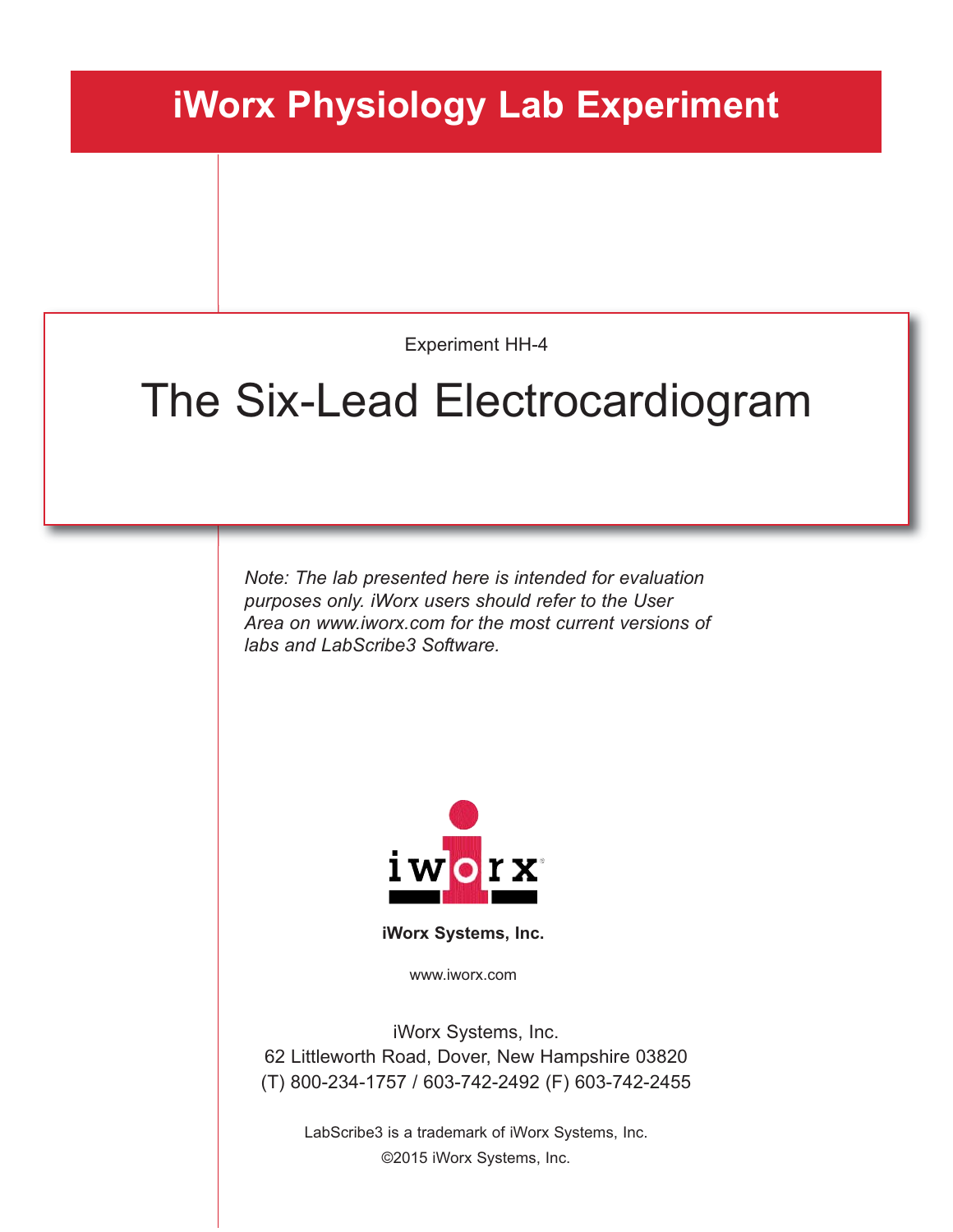# iWorx Physiology Lab Experiment

Experiment HH-4

## The Six-Lead Electrocardiogram

*Note: The lab presented here is intended for evaluation purposes only. iWorx users should refer to the User Area on www.iworx.com for the most current versions of labs and LabScribe3 Software.*

**iWorx Systems, Inc.**

www.iworx.com

iWorx Systems, Inc.
62 Littleworth Road, Dover, New Hampshire 03820
(T) 800-234-1757 / 603-742-2492 (F) 603-742-2455

LabScribe3 is a trademark of iWorx Systems, Inc.
©2015 iWorx Systems, Inc.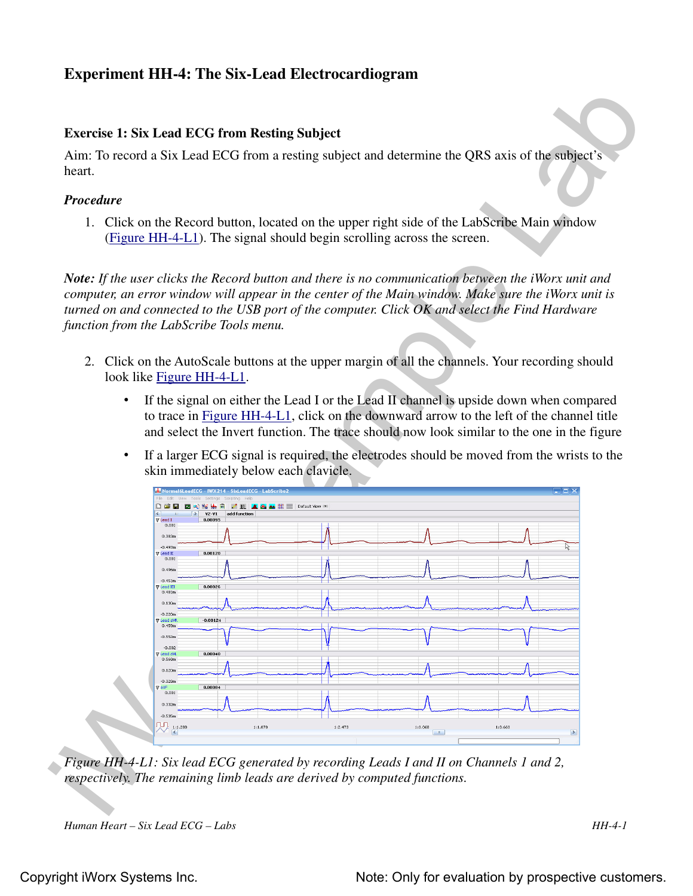## Experiment HH-4: The Six-Lead Electrocardiogram

### Exercise 1: Six Lead ECG from Resting Subject

Aim: To record a Six Lead ECG from a resting subject and determine the QRS axis of the subject's heart.

#### *Procedure*

1. Click on the Record button, located on the upper right side of the LabScribe Main window (Figure HH-4-L1). The signal should begin scrolling across the screen.

*Note: If the user clicks the Record button and there is no communication between the iWorx unit and computer, an error window will appear in the center of the Main window. Make sure the iWorx unit is turned on and connected to the USB port of the computer. Click OK and select the Find Hardware function from the LabScribe Tools menu.*

2. Click on the AutoScale buttons at the upper margin of all the channels. Your recording should look like Figure HH-4-L1.
   - If the signal on either the Lead I or the Lead II channel is upside down when compared to trace in Figure HH-4-L1, click on the downward arrow to the left of the channel title and select the Invert function. The trace should now look similar to the one in the figure
   - If a larger ECG signal is required, the electrodes should be moved from the wrists to the skin immediately below each clavicle.

*Figure HH-4-L1: Six lead ECG generated by recording Leads I and II on Channels 1 and 2, respectively. The remaining limb leads are derived by computed functions.*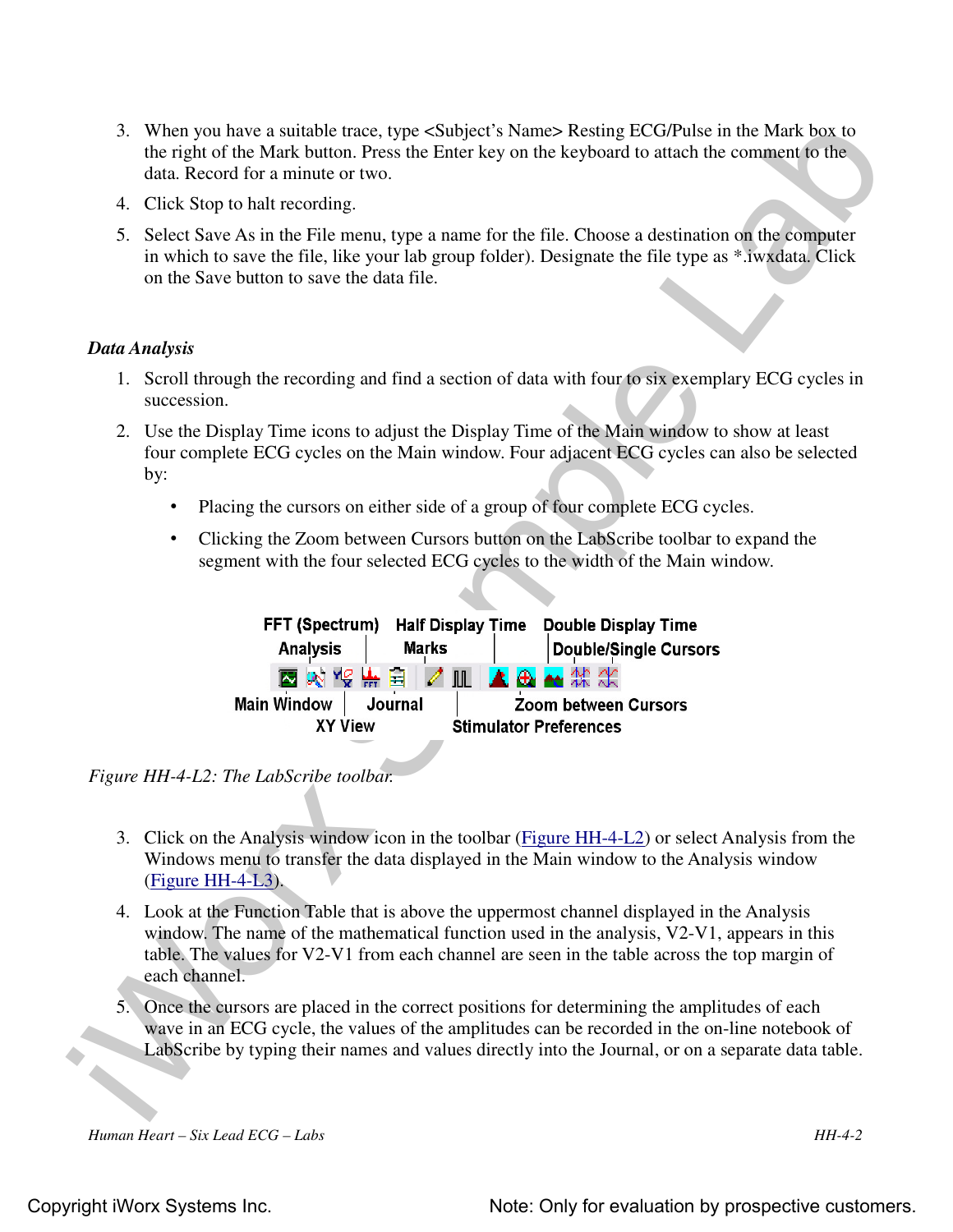3. When you have a suitable trace, type <Subject's Name> Resting ECG/Pulse in the Mark box to the right of the Mark button. Press the Enter key on the keyboard to attach the comment to the data. Record for a minute or two.
4. Click Stop to halt recording.
5. Select Save As in the File menu, type a name for the file. Choose a destination on the computer in which to save the file, like your lab group folder). Designate the file type as *.iwxdata. Click on the Save button to save the data file.

### *Data Analysis*

1. Scroll through the recording and find a section of data with four to six exemplary ECG cycles in succession.
2. Use the Display Time icons to adjust the Display Time of the Main window to show at least four complete ECG cycles on the Main window. Four adjacent ECG cycles can also be selected by:
   - Placing the cursors on either side of a group of four complete ECG cycles.
   - Clicking the Zoom between Cursors button on the LabScribe toolbar to expand the segment with the four selected ECG cycles to the width of the Main window.

FFT (Spectrum) Half Display Time Double Display Time
Analysis Marks Double/Single Cursors
Main Window Journal Zoom between Cursors
XY View Stimulator Preferences

*Figure HH-4-L2: The LabScribe toolbar.*

3. Click on the Analysis window icon in the toolbar (Figure HH-4-L2) or select Analysis from the Windows menu to transfer the data displayed in the Main window to the Analysis window (Figure HH-4-L3).
4. Look at the Function Table that is above the uppermost channel displayed in the Analysis window. The name of the mathematical function used in the analysis, V2-V1, appears in this table. The values for V2-V1 from each channel are seen in the table across the top margin of each channel.
5. Once the cursors are placed in the correct positions for determining the amplitudes of each wave in an ECG cycle, the values of the amplitudes can be recorded in the on-line notebook of LabScribe by typing their names and values directly into the Journal, or on a separate data table.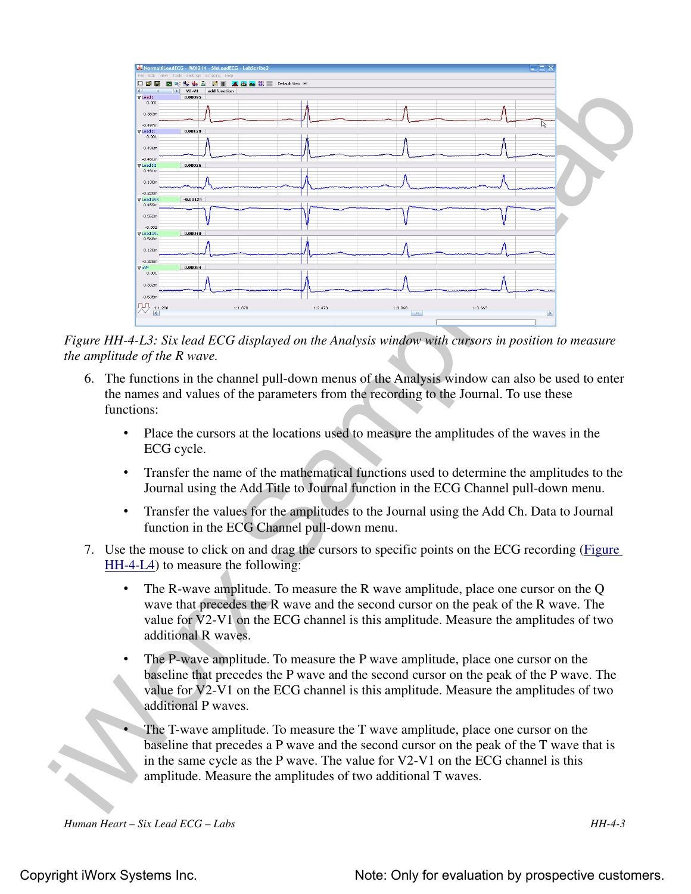*Figure HH-4-L3: Six lead ECG displayed on the Analysis window with cursors in position to measure the amplitude of the R wave.*

6. The functions in the channel pull-down menus of the Analysis window can also be used to enter the names and values of the parameters from the recording to the Journal. To use these functions:

   - Place the cursors at the locations used to measure the amplitudes of the waves in the ECG cycle.
   - Transfer the name of the mathematical functions used to determine the amplitudes to the Journal using the Add Title to Journal function in the ECG Channel pull-down menu.
   - Transfer the values for the amplitudes to the Journal using the Add Ch. Data to Journal function in the ECG Channel pull-down menu.

7. Use the mouse to click on and drag the cursors to specific points on the ECG recording (Figure HH-4-L4) to measure the following:

   - The R-wave amplitude. To measure the R wave amplitude, place one cursor on the Q wave that precedes the R wave and the second cursor on the peak of the R wave. The value for V2-V1 on the ECG channel is this amplitude. Measure the amplitudes of two additional R waves.
   - The P-wave amplitude. To measure the P wave amplitude, place one cursor on the baseline that precedes the P wave and the second cursor on the peak of the P wave. The value for V2-V1 on the ECG channel is this amplitude. Measure the amplitudes of two additional P waves.
   - The T-wave amplitude. To measure the T wave amplitude, place one cursor on the baseline that precedes a P wave and the second cursor on the peak of the T wave that is in the same cycle as the P wave. The value for V2-V1 on the ECG channel is this amplitude. Measure the amplitudes of two additional T waves.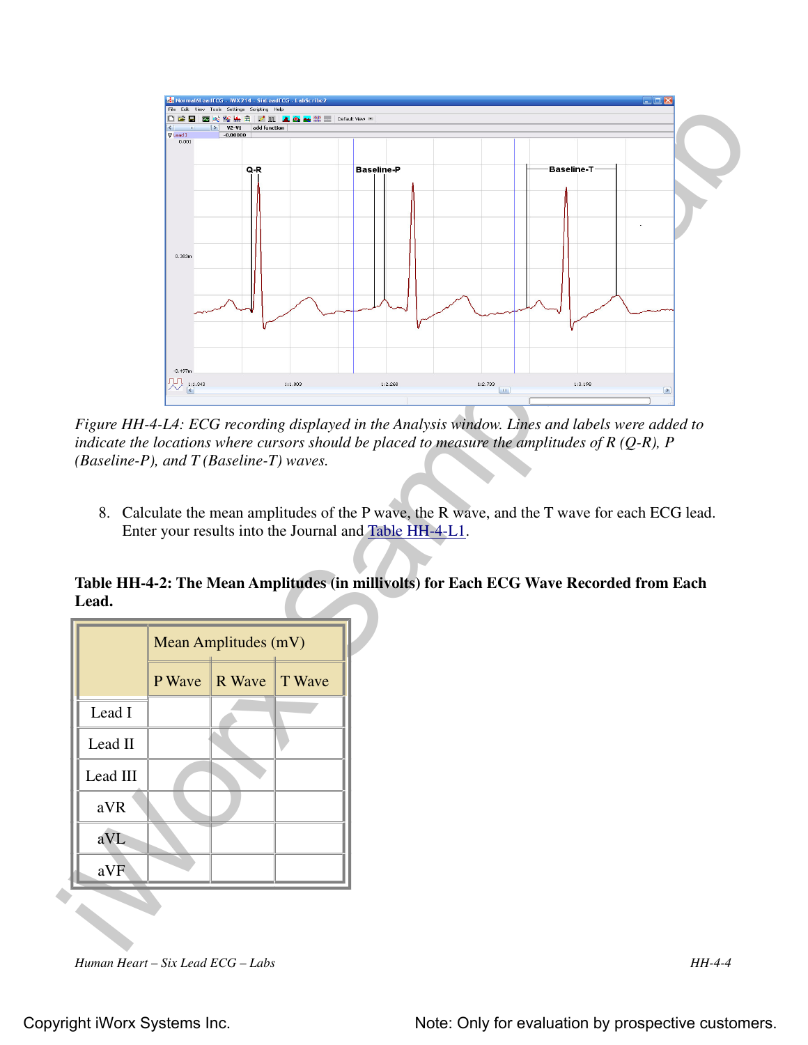*Figure HH-4-L4: ECG recording displayed in the Analysis window. Lines and labels were added to indicate the locations where cursors should be placed to measure the amplitudes of R (Q-R), P (Baseline-P), and T (Baseline-T) waves.*

8. Calculate the mean amplitudes of the P wave, the R wave, and the T wave for each ECG lead. Enter your results into the Journal and Table HH-4-L1.

**Table HH-4-2: The Mean Amplitudes (in millivolts) for Each ECG Wave Recorded from Each Lead.**

| | Mean Amplitudes (mV) | | |
|---|---|---|---|
| | P Wave | R Wave | T Wave |
| Lead I | | | |
| Lead II | | | |
| Lead III | | | |
| aVR | | | |
| aVL | | | |
| aVF | | | |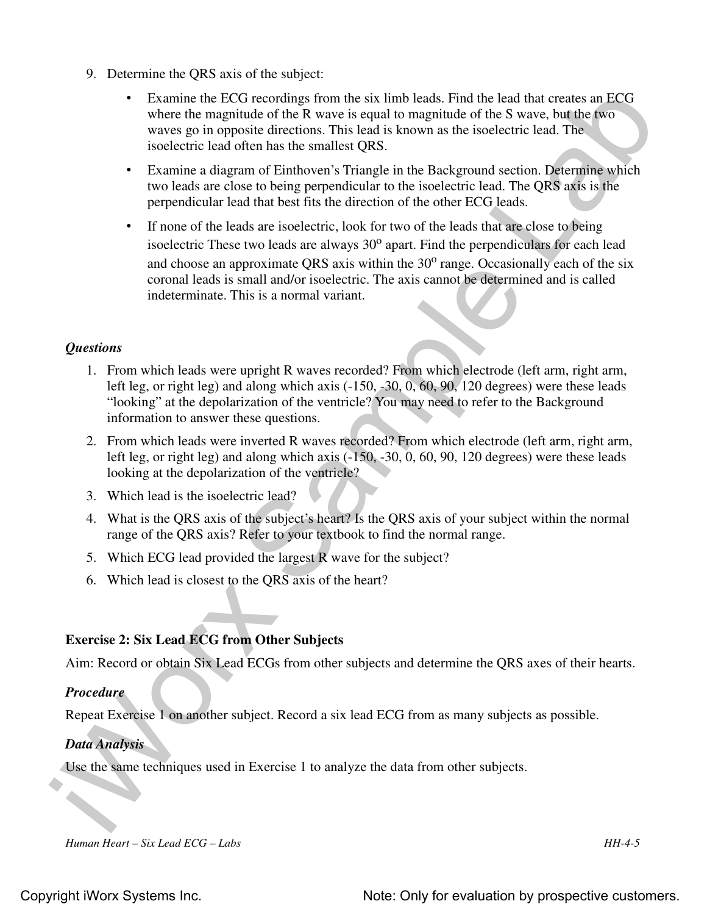9. Determine the QRS axis of the subject:

   - Examine the ECG recordings from the six limb leads. Find the lead that creates an ECG where the magnitude of the R wave is equal to magnitude of the S wave, but the two waves go in opposite directions. This lead is known as the isoelectric lead. The isoelectric lead often has the smallest QRS.
   - Examine a diagram of Einthoven's Triangle in the Background section. Determine which two leads are close to being perpendicular to the isoelectric lead. The QRS axis is the perpendicular lead that best fits the direction of the other ECG leads.
   - If none of the leads are isoelectric, look for two of the leads that are close to being isoelectric These two leads are always 30$^{o}$ apart. Find the perpendiculars for each lead and choose an approximate QRS axis within the 30$^{o}$ range. Occasionally each of the six coronal leads is small and/or isoelectric. The axis cannot be determined and is called indeterminate. This is a normal variant.

### *Questions*

1. From which leads were upright R waves recorded? From which electrode (left arm, right arm, left leg, or right leg) and along which axis (-150, -30, 0, 60, 90, 120 degrees) were these leads "looking" at the depolarization of the ventricle? You may need to refer to the Background information to answer these questions.
2. From which leads were inverted R waves recorded? From which electrode (left arm, right arm, left leg, or right leg) and along which axis (-150, -30, 0, 60, 90, 120 degrees) were these leads looking at the depolarization of the ventricle?
3. Which lead is the isoelectric lead?
4. What is the QRS axis of the subject's heart? Is the QRS axis of your subject within the normal range of the QRS axis? Refer to your textbook to find the normal range.
5. Which ECG lead provided the largest R wave for the subject?
6. Which lead is closest to the QRS axis of the heart?

## Exercise 2: Six Lead ECG from Other Subjects

Aim: Record or obtain Six Lead ECGs from other subjects and determine the QRS axes of their hearts.

### *Procedure*

Repeat Exercise 1 on another subject. Record a six lead ECG from as many subjects as possible.

### *Data Analysis*

Use the same techniques used in Exercise 1 to analyze the data from other subjects.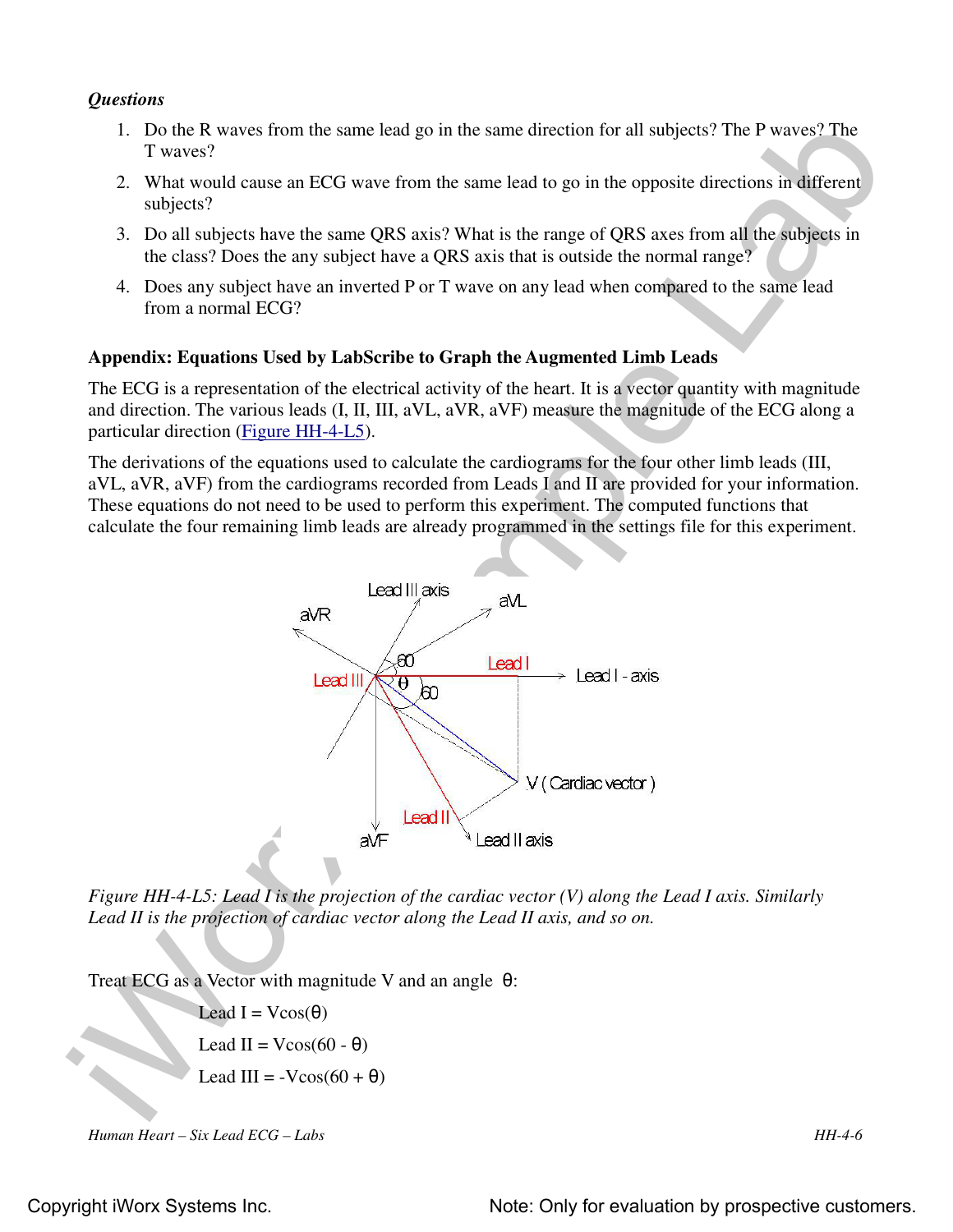### *Questions*

1. Do the R waves from the same lead go in the same direction for all subjects? The P waves? The T waves?
2. What would cause an ECG wave from the same lead to go in the opposite directions in different subjects?
3. Do all subjects have the same QRS axis? What is the range of QRS axes from all the subjects in the class? Does the any subject have a QRS axis that is outside the normal range?
4. Does any subject have an inverted P or T wave on any lead when compared to the same lead from a normal ECG?

## Appendix: Equations Used by LabScribe to Graph the Augmented Limb Leads

The ECG is a representation of the electrical activity of the heart. It is a vector quantity with magnitude and direction. The various leads (I, II, III, aVL, aVR, aVF) measure the magnitude of the ECG along a particular direction (Figure HH-4-L5).

The derivations of the equations used to calculate the cardiograms for the four other limb leads (III, aVL, aVR, aVF) from the cardiograms recorded from Leads I and II are provided for your information. These equations do not need to be used to perform this experiment. The computed functions that calculate the four remaining limb leads are already programmed in the settings file for this experiment.

*Figure HH-4-L5: Lead I is the projection of the cardiac vector (V) along the Lead I axis. Similarly Lead II is the projection of cardiac vector along the Lead II axis, and so on.*

Treat ECG as a Vector with magnitude V and an angle $\theta$:

Lead I = $V\cos(\theta)$

Lead II = $V\cos(60 - \theta)$

Lead III = $-V\cos(60 + \theta)$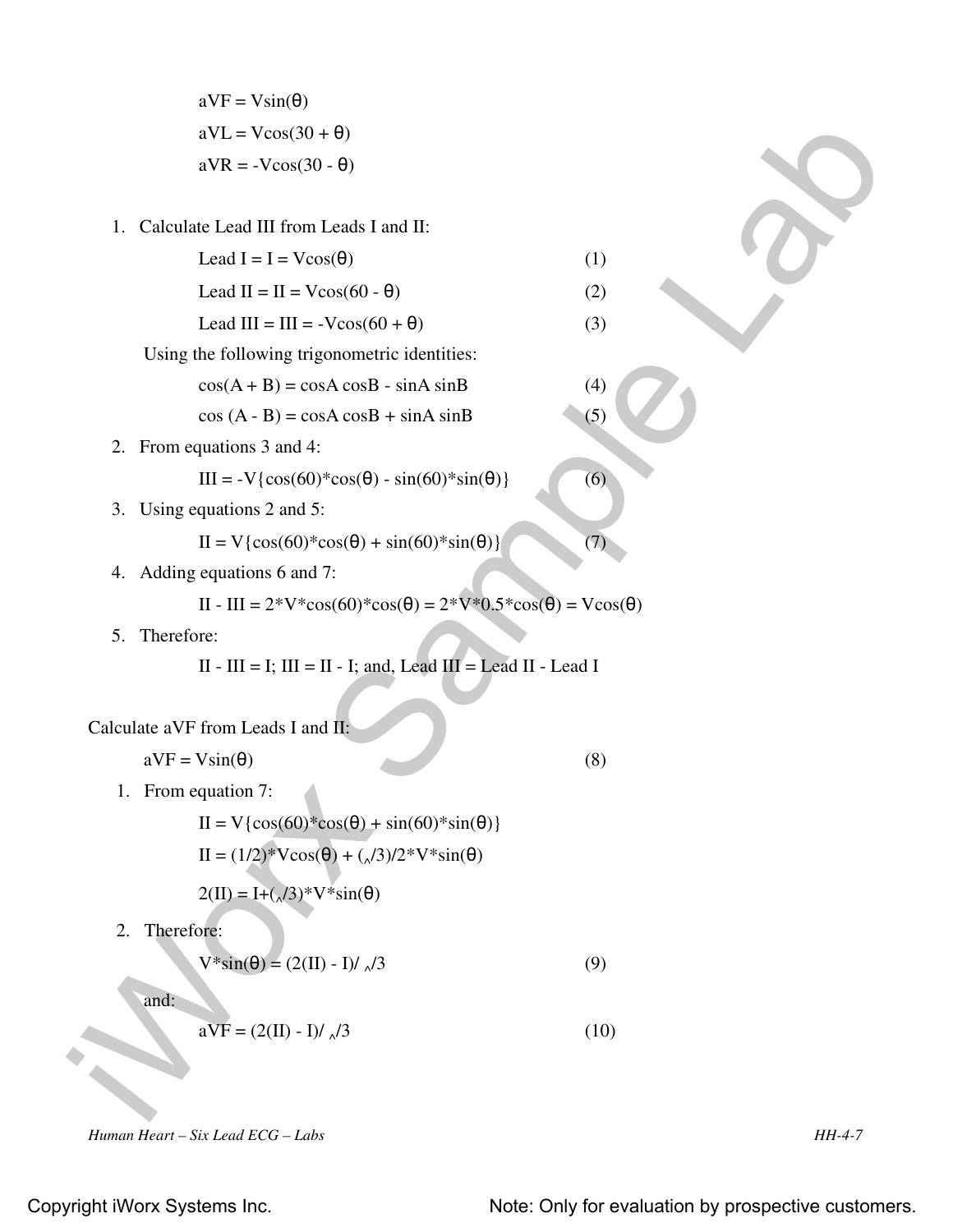$aVF = V\sin(\theta)$

$aVL = V\cos(30 + \theta)$

$aVR = -V\cos(30 - \theta)$

1. Calculate Lead III from Leads I and II:

   $$\text{Lead I} = I = V\cos(\theta) \quad (1)$$

   $$\text{Lead II} = II = V\cos(60 - \theta) \quad (2)$$

   $$\text{Lead III} = III = -V\cos(60 + \theta) \quad (3)$$

   Using the following trigonometric identities:

   $$\cos(A + B) = \cos A \cos B - \sin A \sin B \quad (4)$$

   $$\cos(A - B) = \cos A \cos B + \sin A \sin B \quad (5)$$

2. From equations 3 and 4:

   $$III = -V\{\cos(60)*\cos(\theta) - \sin(60)*\sin(\theta)\} \quad (6)$$

3. Using equations 2 and 5:

   $$II = V\{\cos(60)*\cos(\theta) + \sin(60)*\sin(\theta)\} \quad (7)$$

4. Adding equations 6 and 7:

   $$II - III = 2*V*\cos(60)*\cos(\theta) = 2*V*0.5*\cos(\theta) = V\cos(\theta)$$

5. Therefore:

   $II - III = I$; $III = II - I$; and, Lead III = Lead II - Lead I

Calculate aVF from Leads I and II:

$$aVF = V\sin(\theta) \quad (8)$$

1. From equation 7:

   $$II = V\{\cos(60)*\cos(\theta) + \sin(60)*\sin(\theta)\}$$

   $$II = (1/2)*V\cos(\theta) + (\sqrt{3})/2*V*\sin(\theta)$$

   $$2(II) = I + (\sqrt{3})*V*\sin(\theta)$$

2. Therefore:

   $$V*\sin(\theta) = (2(II) - I)/\sqrt{3} \quad (9)$$

   and:

   $$aVF = (2(II) - I)/\sqrt{3} \quad (10)$$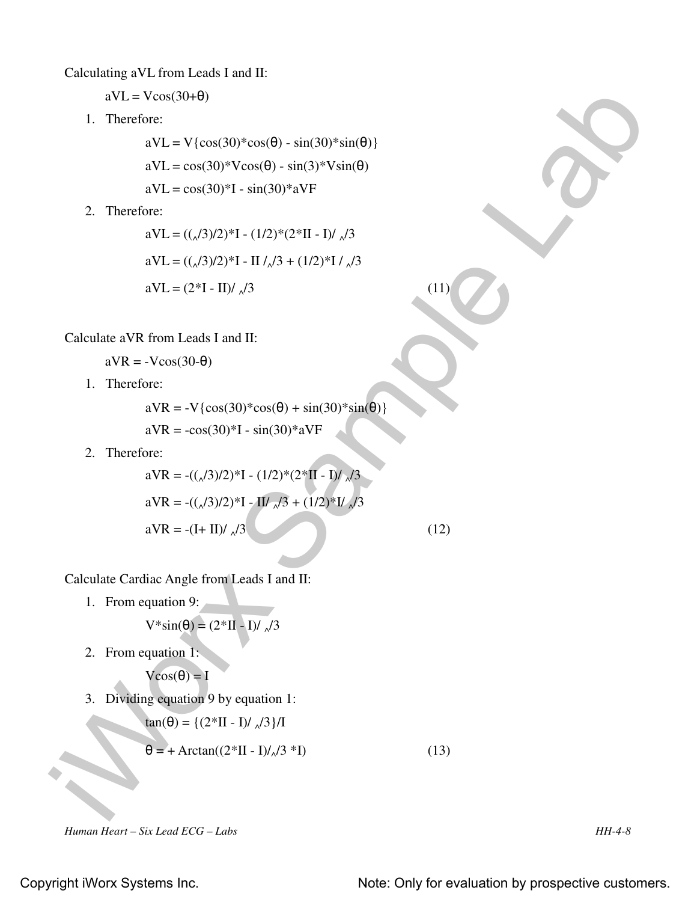Calculating aVL from Leads I and II:

$aVL = V\cos(30+\theta)$

1. Therefore:

   $aVL = V\{\cos(30)*\cos(\theta) - \sin(30)*\sin(\theta)\}$

   $aVL = \cos(30)*V\cos(\theta) - \sin(3)*V\sin(\theta)$

   $aVL = \cos(30)*I - \sin(30)*aVF$

2. Therefore:

   $aVL = ((\sqrt{3})/2)*I - (1/2)*(2*II - I)/\sqrt{3}$

   $aVL = ((\sqrt{3})/2)*I - II/\sqrt{3} + (1/2)*I/\sqrt{3}$

   $$aVL = (2*I - II)/\sqrt{3} \qquad (11)$$

Calculate aVR from Leads I and II:

$aVR = -V\cos(30-\theta)$

1. Therefore:

   $aVR = -V\{\cos(30)*\cos(\theta) + \sin(30)*\sin(\theta)\}$

   $aVR = -\cos(30)*I - \sin(30)*aVF$

2. Therefore:

   $aVR = -((\sqrt{3})/2)*I - (1/2)*(2*II - I)/\sqrt{3}$

   $aVR = -((\sqrt{3})/2)*I - II/\sqrt{3} + (1/2)*I/\sqrt{3}$

   $$aVR = -(I+ II)/\sqrt{3} \qquad (12)$$

Calculate Cardiac Angle from Leads I and II:

1. From equation 9:

   $V*\sin(\theta) = (2*II - I)/\sqrt{3}$

2. From equation 1:

   $V\cos(\theta) = I$

3. Dividing equation 9 by equation 1:

   $\tan(\theta) = \{(2*II - I)/\sqrt{3}\}/I$

   $$\theta = +\ \mathrm{Arctan}((2*II - I)/\sqrt{3}*I) \qquad (13)$$